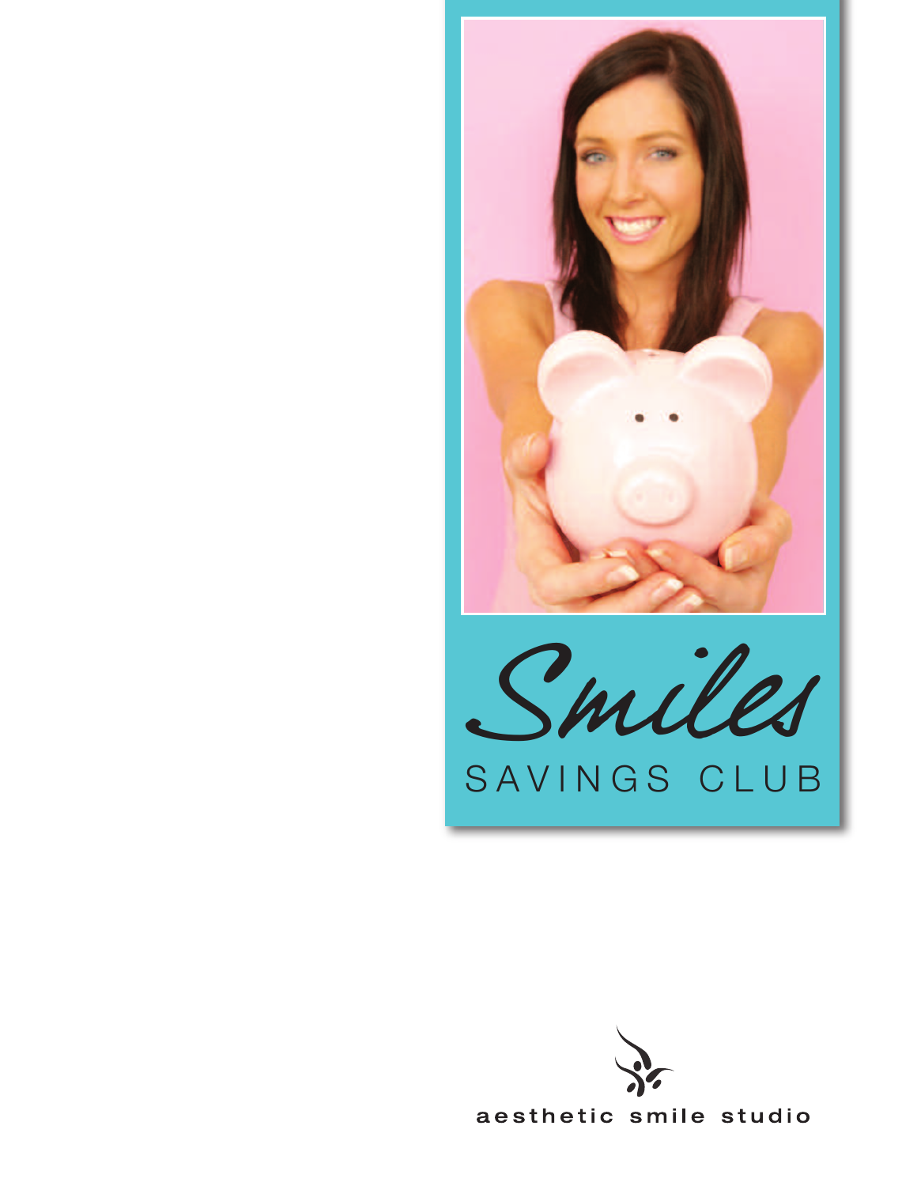# Smiles

## SAVINGS CLUB

aesthetic smile studio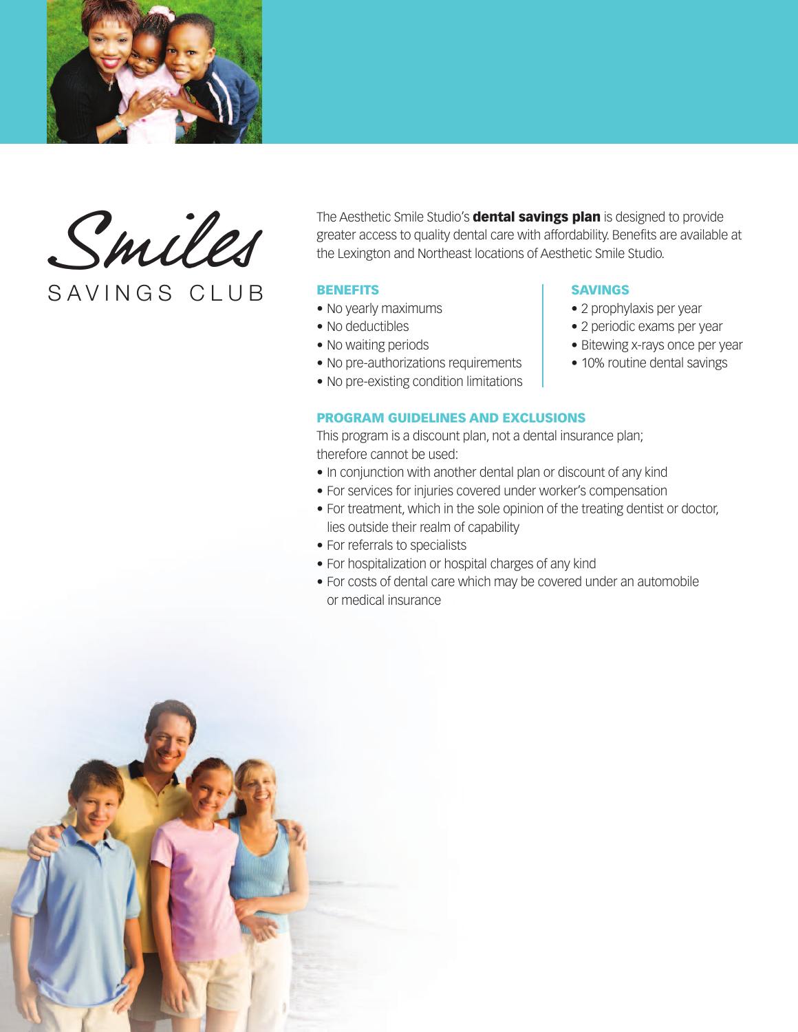# Smiles

SAVINGS CLUB

The Aesthetic Smile Studio's **dental savings plan** is designed to provide greater access to quality dental care with affordability. Benefits are available at the Lexington and Northeast locations of Aesthetic Smile Studio.

## BENEFITS

- No yearly maximums
- No deductibles
- No waiting periods
- No pre-authorizations requirements
- No pre-existing condition limitations

## SAVINGS

- 2 prophylaxis per year
- 2 periodic exams per year
- Bitewing x-rays once per year
- 10% routine dental savings

## PROGRAM GUIDELINES AND EXCLUSIONS

This program is a discount plan, not a dental insurance plan; therefore cannot be used:

- In conjunction with another dental plan or discount of any kind
- For services for injuries covered under worker's compensation
- For treatment, which in the sole opinion of the treating dentist or doctor, lies outside their realm of capability
- For referrals to specialists
- For hospitalization or hospital charges of any kind
- For costs of dental care which may be covered under an automobile or medical insurance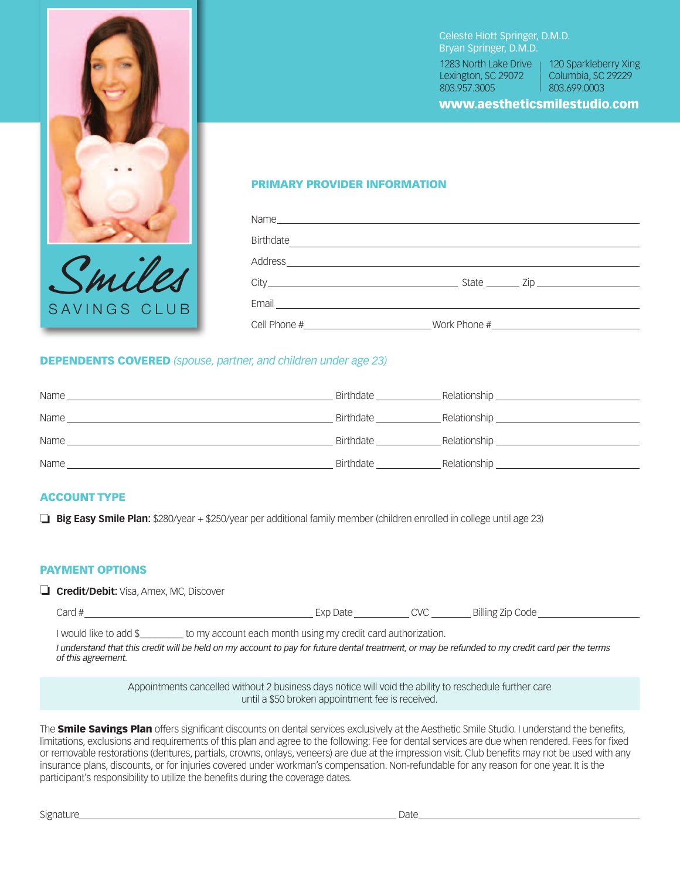Smiles
SAVINGS CLUB

Celeste Hiott Springer, D.M.D.
Bryan Springer, D.M.D.

1283 North Lake Drive
Lexington, SC 29072
803.957.3005

120 Sparkleberry Xing
Columbia, SC 29229
803.699.0003

**www.aestheticsmilestudio.com**

## PRIMARY PROVIDER INFORMATION

Name\_\_\_\_\_\_\_\_\_\_\_\_\_\_\_\_\_\_\_\_\_\_\_\_\_\_\_\_\_\_\_\_\_\_\_\_\_\_\_\_

Birthdate\_\_\_\_\_\_\_\_\_\_\_\_\_\_\_\_\_\_\_\_\_\_\_\_\_\_\_\_\_\_\_\_\_\_\_\_\_\_

Address\_\_\_\_\_\_\_\_\_\_\_\_\_\_\_\_\_\_\_\_\_\_\_\_\_\_\_\_\_\_\_\_\_\_\_\_\_\_\_

City\_\_\_\_\_\_\_\_\_\_\_\_\_\_\_\_\_\_\_\_ State \_\_\_\_\_ Zip \_\_\_\_\_\_\_\_\_\_\_\_

Email \_\_\_\_\_\_\_\_\_\_\_\_\_\_\_\_\_\_\_\_\_\_\_\_\_\_\_\_\_\_\_\_\_\_\_\_\_\_\_\_

Cell Phone #\_\_\_\_\_\_\_\_\_\_\_\_\_\_\_\_ Work Phone #\_\_\_\_\_\_\_\_\_\_\_\_\_\_\_\_

## DEPENDENTS COVERED *(spouse, partner, and children under age 23)*

Name \_\_\_\_\_\_\_\_\_\_\_\_\_\_\_\_\_\_\_\_\_\_\_\_\_\_\_\_ Birthdate \_\_\_\_\_\_\_\_\_\_ Relationship \_\_\_\_\_\_\_\_\_\_\_\_\_\_

Name \_\_\_\_\_\_\_\_\_\_\_\_\_\_\_\_\_\_\_\_\_\_\_\_\_\_\_\_ Birthdate \_\_\_\_\_\_\_\_\_\_ Relationship \_\_\_\_\_\_\_\_\_\_\_\_\_\_

Name \_\_\_\_\_\_\_\_\_\_\_\_\_\_\_\_\_\_\_\_\_\_\_\_\_\_\_\_ Birthdate \_\_\_\_\_\_\_\_\_\_ Relationship \_\_\_\_\_\_\_\_\_\_\_\_\_\_

Name \_\_\_\_\_\_\_\_\_\_\_\_\_\_\_\_\_\_\_\_\_\_\_\_\_\_\_\_ Birthdate \_\_\_\_\_\_\_\_\_\_ Relationship \_\_\_\_\_\_\_\_\_\_\_\_\_\_

## ACCOUNT TYPE

❑ **Big Easy Smile Plan:** $280/year + $250/year per additional family member (children enrolled in college until age 23)

## PAYMENT OPTIONS

❑ **Credit/Debit:** Visa, Amex, MC, Discover

Card #\_\_\_\_\_\_\_\_\_\_\_\_\_\_\_\_\_\_\_\_\_\_\_\_\_\_\_\_ Exp Date \_\_\_\_\_\_\_\_ CVC \_\_\_\_\_\_ Billing Zip Code \_\_\_\_\_\_\_\_\_\_\_\_

I would like to add $\_\_\_\_\_\_\_\_ to my account each month using my credit card authorization.

*I understand that this credit will be held on my account to pay for future dental treatment, or may be refunded to my credit card per the terms of this agreement.*

Appointments cancelled without 2 business days notice will void the ability to reschedule further care until a $50 broken appointment fee is received.

The **Smile Savings Plan** offers significant discounts on dental services exclusively at the Aesthetic Smile Studio. I understand the benefits, limitations, exclusions and requirements of this plan and agree to the following: Fee for dental services are due when rendered. Fees for fixed or removable restorations (dentures, partials, crowns, onlays, veneers) are due at the impression visit. Club benefits may not be used with any insurance plans, discounts, or for injuries covered under workman's compensation. Non-refundable for any reason for one year. It is the participant's responsibility to utilize the benefits during the coverage dates.

Signature\_\_\_\_\_\_\_\_\_\_\_\_\_\_\_\_\_\_\_\_\_\_\_\_\_\_\_\_\_\_\_\_\_\_\_\_ Date\_\_\_\_\_\_\_\_\_\_\_\_\_\_\_\_\_\_\_\_\_\_\_\_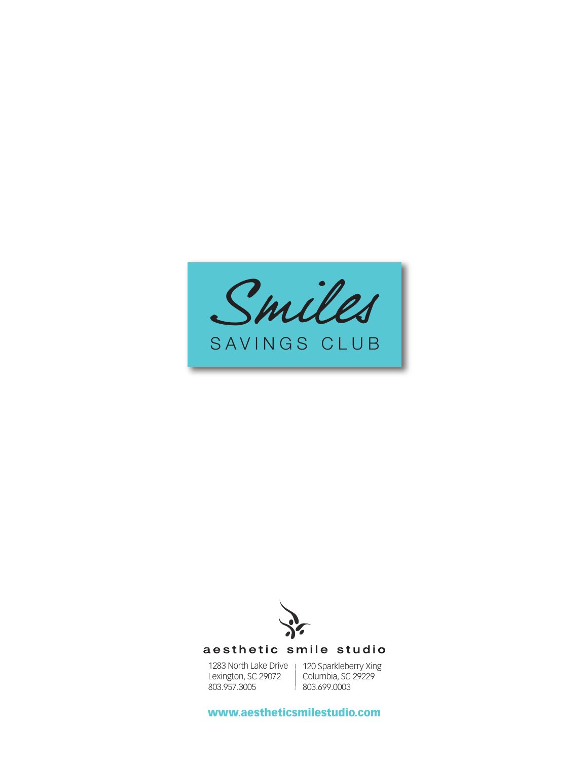# Smiles

SAVINGS CLUB

aesthetic smile studio

1283 North Lake Drive
Lexington, SC 29072
803.957.3005

120 Sparkleberry Xing
Columbia, SC 29229
803.699.0003

**www.aestheticsmilestudio.com**